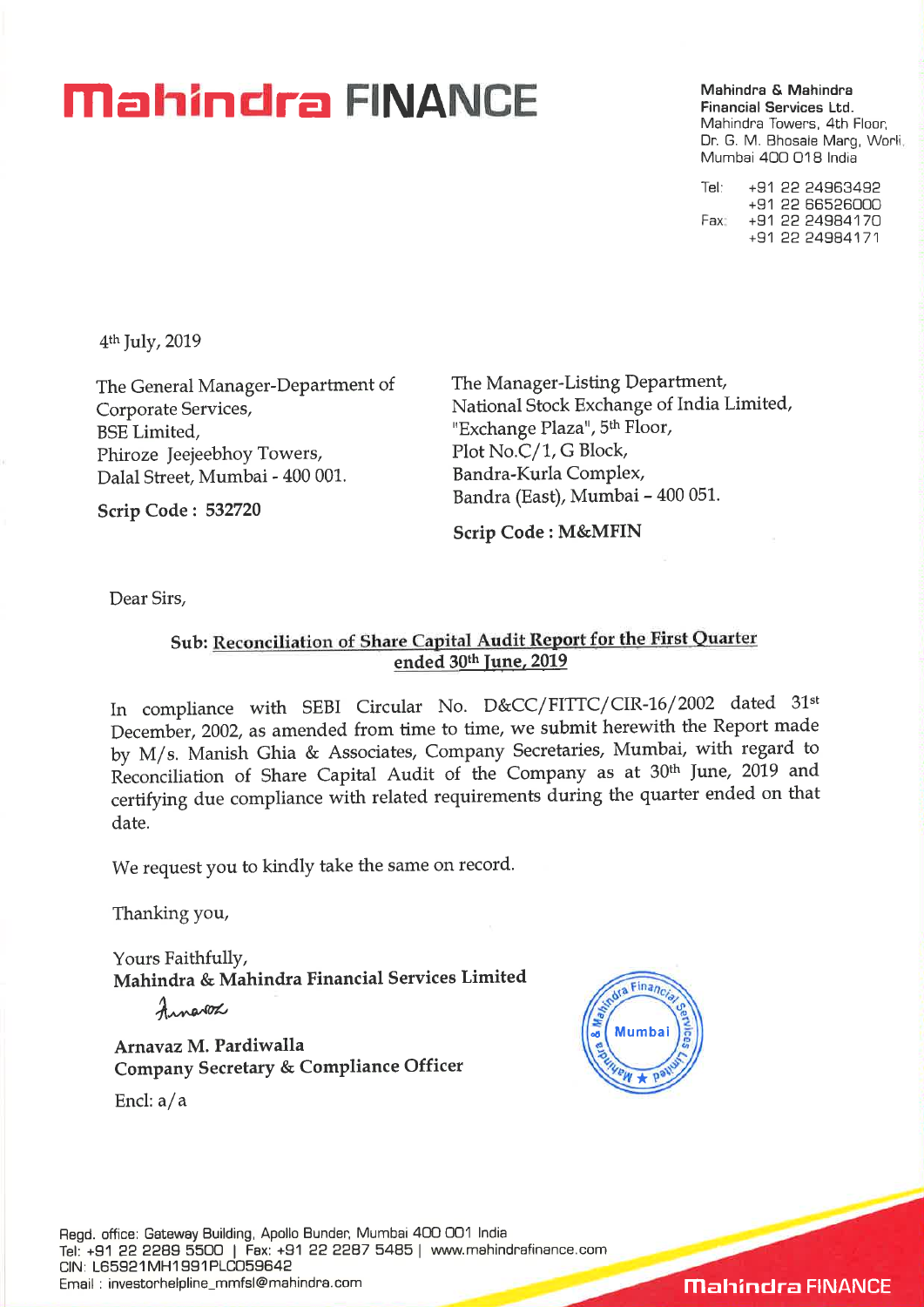# Mahindra FINANCE

**Mahindra & Mahindra Financial Services Ltd.**
Mahindra Towers, 4th Floor,
Dr. G. M. Bhosale Marg, Worli,
Mumbai 400 018 India

Tel: +91 22 24963492
+91 22 66526000
Fax: +91 22 24984170
+91 22 24984171

4th July, 2019

The General Manager-Department of Corporate Services,
BSE Limited,
Phiroze Jeejeebhoy Towers,
Dalal Street, Mumbai - 400 001.

**Scrip Code : 532720**

The Manager-Listing Department,
National Stock Exchange of India Limited,
"Exchange Plaza", 5th Floor,
Plot No.C/1, G Block,
Bandra-Kurla Complex,
Bandra (East), Mumbai – 400 051.

**Scrip Code : M&MFIN**

Dear Sirs,

**Sub: Reconciliation of Share Capital Audit Report for the First Quarter ended 30th June, 2019**

In compliance with SEBI Circular No. D&CC/FITTC/CIR-16/2002 dated 31st December, 2002, as amended from time to time, we submit herewith the Report made by M/s. Manish Ghia & Associates, Company Secretaries, Mumbai, with regard to Reconciliation of Share Capital Audit of the Company as at 30th June, 2019 and certifying due compliance with related requirements during the quarter ended on that date.

We request you to kindly take the same on record.

Thanking you,

Yours Faithfully,
**Mahindra & Mahindra Financial Services Limited**

**Arnavaz M. Pardiwalla**
**Company Secretary & Compliance Officer**

Encl: a/a

Regd. office: Gateway Building, Apollo Bunder, Mumbai 400 001 India
Tel: +91 22 2289 5500 | Fax: +91 22 2287 5485 | www.mahindrafinance.com
CIN: L65921MH1991PLC059642
Email : investorhelpline_mmfsl@mahindra.com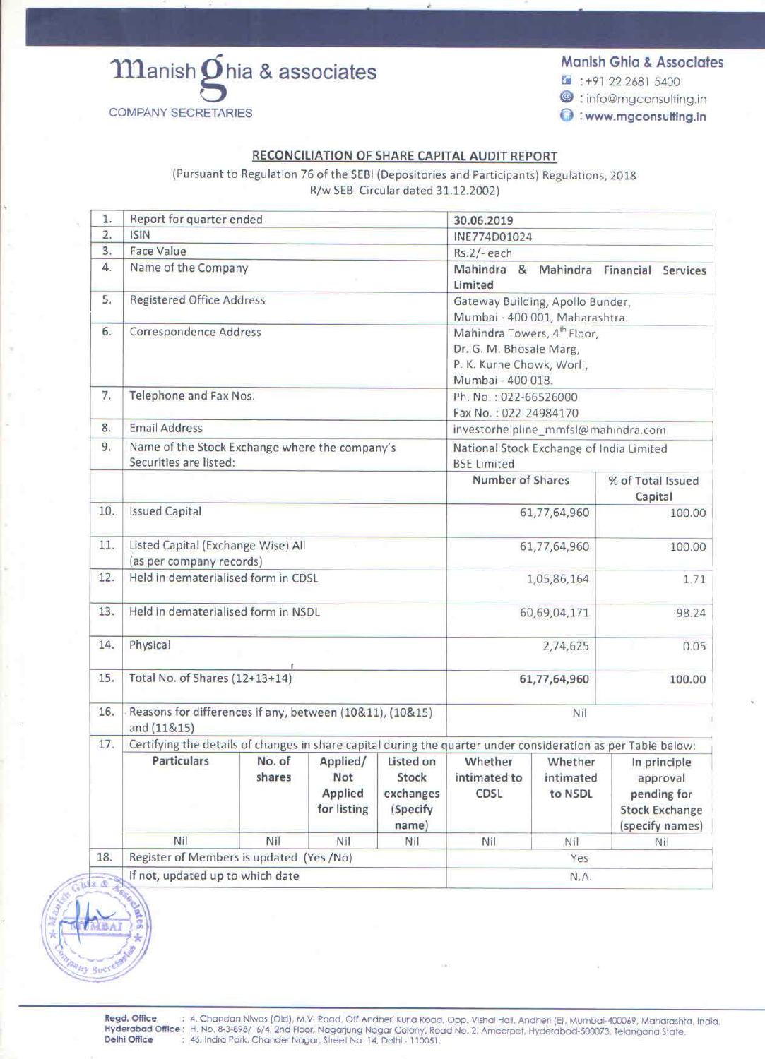Manish Ghia & associates

COMPANY SECRETARIES

**Manish Ghia & Associates**

: +91 22 2681 5400

: info@mgconsulting.in

: www.mgconsulting.in

## RECONCILIATION OF SHARE CAPITAL AUDIT REPORT

(Pursuant to Regulation 76 of the SEBI (Depositories and Participants) Regulations, 2018 R/w SEBI Circular dated 31.12.2002)

| | | | |
|---|---|---|---|
| 1. | Report for quarter ended | **30.06.2019** | |
| 2. | ISIN | INE774D01024 | |
| 3. | Face Value | Rs.2/- each | |
| 4. | Name of the Company | **Mahindra & Mahindra Financial Services Limited** | |
| 5. | Registered Office Address | Gateway Building, Apollo Bunder, Mumbai - 400 001, Maharashtra. | |
| 6. | Correspondence Address | Mahindra Towers, 4th Floor, Dr. G. M. Bhosale Marg, P. K. Kurne Chowk, Worli, Mumbai - 400 018. | |
| 7. | Telephone and Fax Nos. | Ph. No. : 022-66526000 Fax No. : 022-24984170 | |
| 8. | Email Address | investorhelpline_mmfsl@mahindra.com | |
| 9. | Name of the Stock Exchange where the company's Securities are listed: | National Stock Exchange of India Limited BSE Limited | |
| | | **Number of Shares** | **% of Total Issued Capital** |
| 10. | Issued Capital | 61,77,64,960 | 100.00 |
| 11. | Listed Capital (Exchange Wise) All (as per company records) | 61,77,64,960 | 100.00 |
| 12. | Held in dematerialised form in CDSL | 1,05,86,164 | 1.71 |
| 13. | Held in dematerialised form in NSDL | 60,69,04,171 | 98.24 |
| 14. | Physical | 2,74,625 | 0.05 |
| 15. | Total No. of Shares (12+13+14) | **61,77,64,960** | **100.00** |
| 16. | Reasons for differences if any, between (10&11), (10&15) and (11&15) | Nil | |

17. Certifying the details of changes in share capital during the quarter under consideration as per Table below:

| Particulars | No. of shares | Applied/ Not Applied for listing | Listed on Stock exchanges (Specify name) | Whether intimated to CDSL | Whether intimated to NSDL | In principle approval pending for Stock Exchange (specify names) |
|---|---|---|---|---|---|---|
| Nil | Nil | Nil | Nil | Nil | Nil | Nil |

| | | |
|---|---|---|
| 18. | Register of Members is updated (Yes /No) | Yes |
| | If not, updated up to which date | N.A. |

**Regd. Office** : 4, Chandan Niwas (Old), M.V. Road, Off Andheri Kurla Road, Opp. Vishal Hall, Andheri (E), Mumbai-400069, Maharashtra, India.
**Hyderabad Office** : H. No. 8-3-898/16/4, 2nd Floor, Nagarjung Nagar Colony, Road No. 2, Ameerpet, Hyderabad-500073, Telangana State.
**Delhi Office** : 46, Indra Park, Chander Nagar, Street No. 14, Delhi - 110051.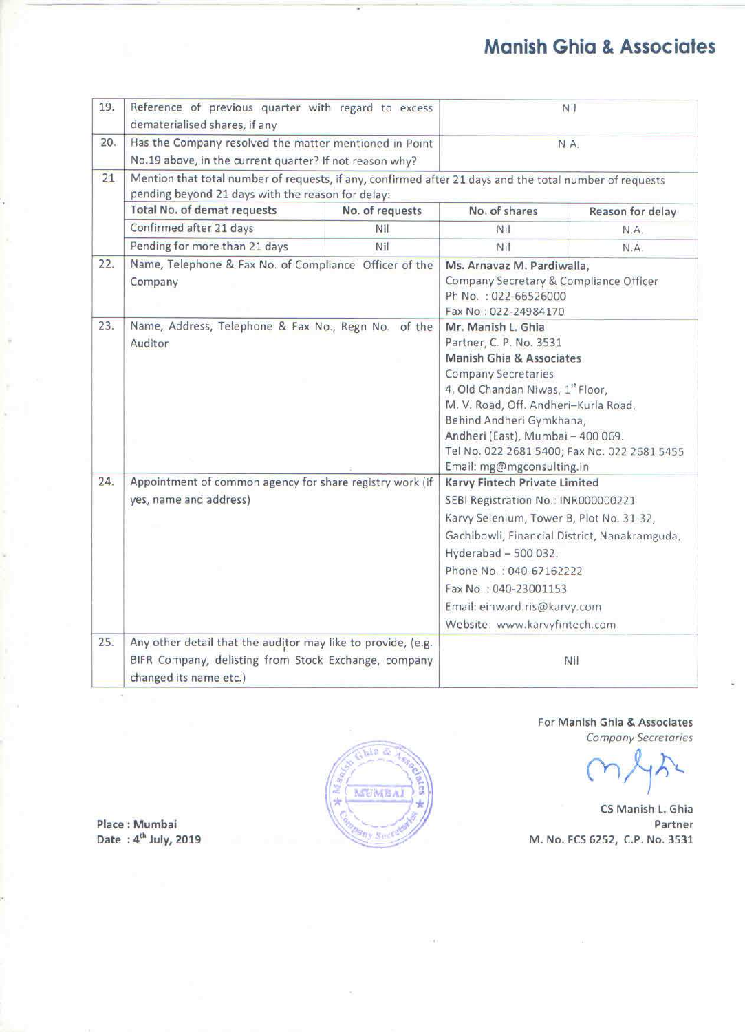| | | | | |
|---|---|---|---|---|
| 19. | Reference of previous quarter with regard to excess dematerialised shares, if any | | Nil | |
| 20. | Has the Company resolved the matter mentioned in Point No.19 above, in the current quarter? If not reason why? | | N.A. | |
| 21 | Mention that total number of requests, if any, confirmed after 21 days and the total number of requests pending beyond 21 days with the reason for delay: | | | |
| | **Total No. of demat requests** | **No. of requests** | **No. of shares** | **Reason for delay** |
| | Confirmed after 21 days | Nil | Nil | N.A. |
| | Pending for more than 21 days | Nil | Nil | N.A. |
| 22. | Name, Telephone & Fax No. of Compliance Officer of the Company | | **Ms. Arnavaz M. Pardiwalla,** Company Secretary & Compliance Officer Ph No. : 022-66526000 Fax No.: 022-24984170 | |
| 23. | Name, Address, Telephone & Fax No., Regn No. of the Auditor | | **Mr. Manish L. Ghia** Partner, C. P. No. 3531 **Manish Ghia & Associates** Company Secretaries 4, Old Chandan Niwas, 1st Floor, M. V. Road, Off. Andheri–Kurla Road, Behind Andheri Gymkhana, Andheri (East), Mumbai – 400 069. Tel No. 022 2681 5400; Fax No. 022 2681 5455 Email: mg@mgconsulting.in | |
| 24. | Appointment of common agency for share registry work (if yes, name and address) | | **Karvy Fintech Private Limited** SEBI Registration No.: INR000000221 Karvy Selenium, Tower B, Plot No. 31-32, Gachibowli, Financial District, Nanakramguda, Hyderabad – 500 032. Phone No. : 040-67162222 Fax No. : 040-23001153 Email: einward.ris@karvy.com Website: www.karvyfintech.com | |
| 25. | Any other detail that the auditor may like to provide, (e.g. BIFR Company, delisting from Stock Exchange, company changed its name etc.) | | Nil | |

For Manish Ghia & Associates
*Company Secretaries*

CS Manish L. Ghia
Partner
M. No. FCS 6252, C.P. No. 3531

**Place : Mumbai**
**Date : 4th July, 2019**